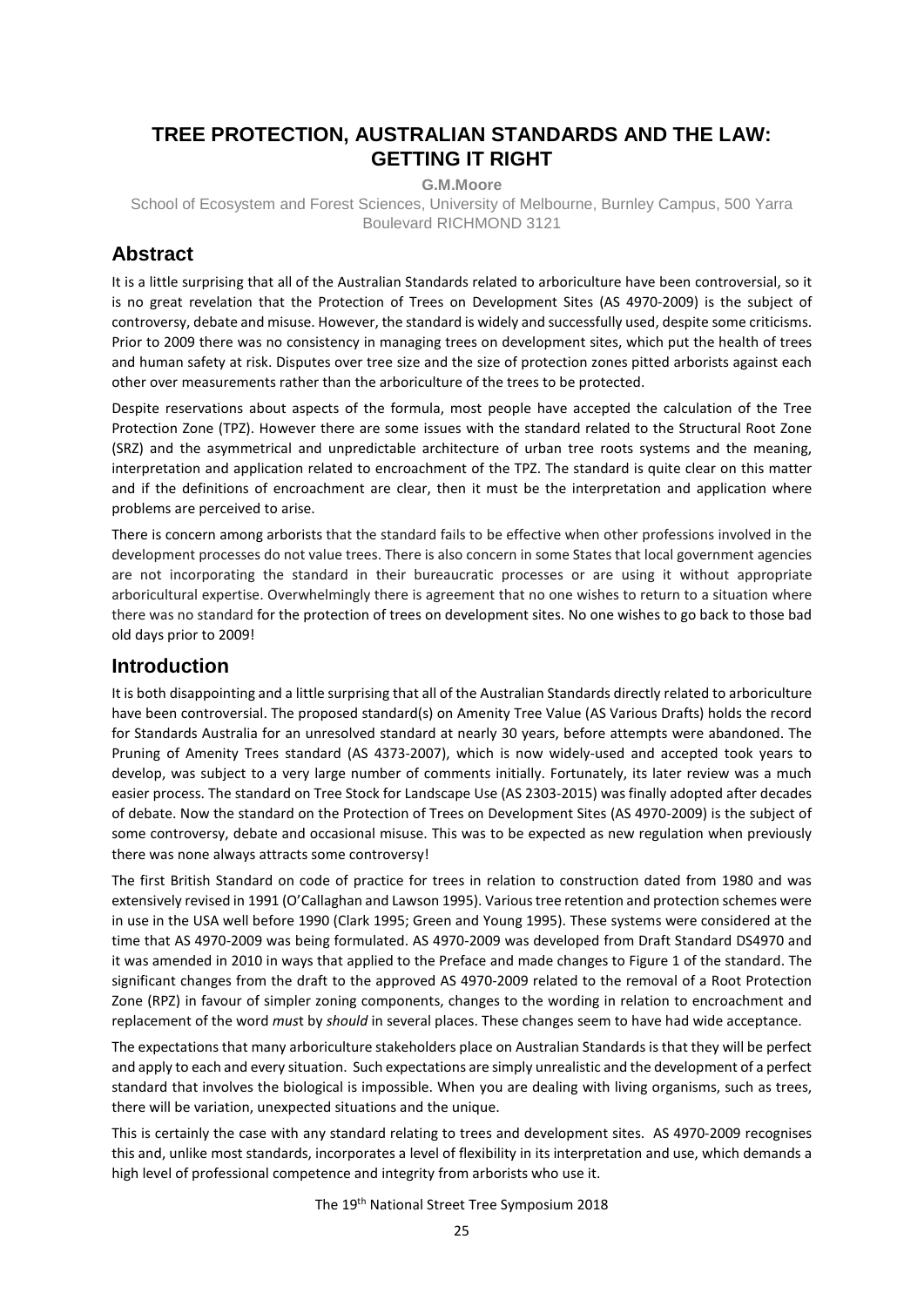# TREE PROTECTION, AUSTRALIAN STANDARDS AND THE LAW: GETTING IT RIGHT

**G.M.Moore**

School of Ecosystem and Forest Sciences, University of Melbourne, Burnley Campus, 500 Yarra Boulevard RICHMOND 3121

## Abstract

It is a little surprising that all of the Australian Standards related to arboriculture have been controversial, so it is no great revelation that the Protection of Trees on Development Sites (AS 4970-2009) is the subject of controversy, debate and misuse. However, the standard is widely and successfully used, despite some criticisms. Prior to 2009 there was no consistency in managing trees on development sites, which put the health of trees and human safety at risk. Disputes over tree size and the size of protection zones pitted arborists against each other over measurements rather than the arboriculture of the trees to be protected.

Despite reservations about aspects of the formula, most people have accepted the calculation of the Tree Protection Zone (TPZ). However there are some issues with the standard related to the Structural Root Zone (SRZ) and the asymmetrical and unpredictable architecture of urban tree roots systems and the meaning, interpretation and application related to encroachment of the TPZ. The standard is quite clear on this matter and if the definitions of encroachment are clear, then it must be the interpretation and application where problems are perceived to arise.

There is concern among arborists that the standard fails to be effective when other professions involved in the development processes do not value trees. There is also concern in some States that local government agencies are not incorporating the standard in their bureaucratic processes or are using it without appropriate arboricultural expertise. Overwhelmingly there is agreement that no one wishes to return to a situation where there was no standard for the protection of trees on development sites. No one wishes to go back to those bad old days prior to 2009!

## Introduction

It is both disappointing and a little surprising that all of the Australian Standards directly related to arboriculture have been controversial. The proposed standard(s) on Amenity Tree Value (AS Various Drafts) holds the record for Standards Australia for an unresolved standard at nearly 30 years, before attempts were abandoned. The Pruning of Amenity Trees standard (AS 4373-2007), which is now widely-used and accepted took years to develop, was subject to a very large number of comments initially. Fortunately, its later review was a much easier process. The standard on Tree Stock for Landscape Use (AS 2303-2015) was finally adopted after decades of debate. Now the standard on the Protection of Trees on Development Sites (AS 4970-2009) is the subject of some controversy, debate and occasional misuse. This was to be expected as new regulation when previously there was none always attracts some controversy!

The first British Standard on code of practice for trees in relation to construction dated from 1980 and was extensively revised in 1991 (O'Callaghan and Lawson 1995). Various tree retention and protection schemes were in use in the USA well before 1990 (Clark 1995; Green and Young 1995). These systems were considered at the time that AS 4970-2009 was being formulated. AS 4970-2009 was developed from Draft Standard DS4970 and it was amended in 2010 in ways that applied to the Preface and made changes to Figure 1 of the standard. The significant changes from the draft to the approved AS 4970-2009 related to the removal of a Root Protection Zone (RPZ) in favour of simpler zoning components, changes to the wording in relation to encroachment and replacement of the word *must* by *should* in several places. These changes seem to have had wide acceptance.

The expectations that many arboriculture stakeholders place on Australian Standards is that they will be perfect and apply to each and every situation. Such expectations are simply unrealistic and the development of a perfect standard that involves the biological is impossible. When you are dealing with living organisms, such as trees, there will be variation, unexpected situations and the unique.

This is certainly the case with any standard relating to trees and development sites. AS 4970-2009 recognises this and, unlike most standards, incorporates a level of flexibility in its interpretation and use, which demands a high level of professional competence and integrity from arborists who use it.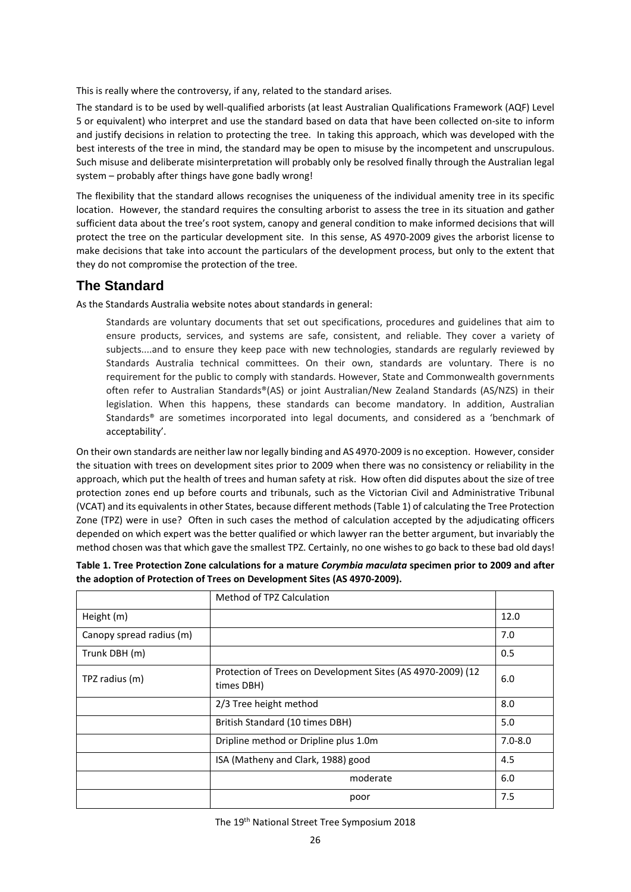This is really where the controversy, if any, related to the standard arises.

The standard is to be used by well-qualified arborists (at least Australian Qualifications Framework (AQF) Level 5 or equivalent) who interpret and use the standard based on data that have been collected on-site to inform and justify decisions in relation to protecting the tree. In taking this approach, which was developed with the best interests of the tree in mind, the standard may be open to misuse by the incompetent and unscrupulous. Such misuse and deliberate misinterpretation will probably only be resolved finally through the Australian legal system – probably after things have gone badly wrong!

The flexibility that the standard allows recognises the uniqueness of the individual amenity tree in its specific location. However, the standard requires the consulting arborist to assess the tree in its situation and gather sufficient data about the tree's root system, canopy and general condition to make informed decisions that will protect the tree on the particular development site. In this sense, AS 4970-2009 gives the arborist license to make decisions that take into account the particulars of the development process, but only to the extent that they do not compromise the protection of the tree.

## The Standard

As the Standards Australia website notes about standards in general:

> Standards are voluntary documents that set out specifications, procedures and guidelines that aim to ensure products, services, and systems are safe, consistent, and reliable. They cover a variety of subjects....and to ensure they keep pace with new technologies, standards are regularly reviewed by Standards Australia technical committees. On their own, standards are voluntary. There is no requirement for the public to comply with standards. However, State and Commonwealth governments often refer to Australian Standards®(AS) or joint Australian/New Zealand Standards (AS/NZS) in their legislation. When this happens, these standards can become mandatory. In addition, Australian Standards® are sometimes incorporated into legal documents, and considered as a 'benchmark of acceptability'.

On their own standards are neither law nor legally binding and AS 4970-2009 is no exception. However, consider the situation with trees on development sites prior to 2009 when there was no consistency or reliability in the approach, which put the health of trees and human safety at risk. How often did disputes about the size of tree protection zones end up before courts and tribunals, such as the Victorian Civil and Administrative Tribunal (VCAT) and its equivalents in other States, because different methods (Table 1) of calculating the Tree Protection Zone (TPZ) were in use? Often in such cases the method of calculation accepted by the adjudicating officers depended on which expert was the better qualified or which lawyer ran the better argument, but invariably the method chosen was that which gave the smallest TPZ. Certainly, no one wishes to go back to these bad old days!

**Table 1. Tree Protection Zone calculations for a mature *Corymbia maculata* specimen prior to 2009 and after the adoption of Protection of Trees on Development Sites (AS 4970-2009).**

| | Method of TPZ Calculation | |
|---|---|---|
| Height (m) | | 12.0 |
| Canopy spread radius (m) | | 7.0 |
| Trunk DBH (m) | | 0.5 |
| TPZ radius (m) | Protection of Trees on Development Sites (AS 4970-2009) (12 times DBH) | 6.0 |
| | 2/3 Tree height method | 8.0 |
| | British Standard (10 times DBH) | 5.0 |
| | Dripline method or Dripline plus 1.0m | 7.0-8.0 |
| | ISA (Matheny and Clark, 1988) good | 4.5 |
| | moderate | 6.0 |
| | poor | 7.5 |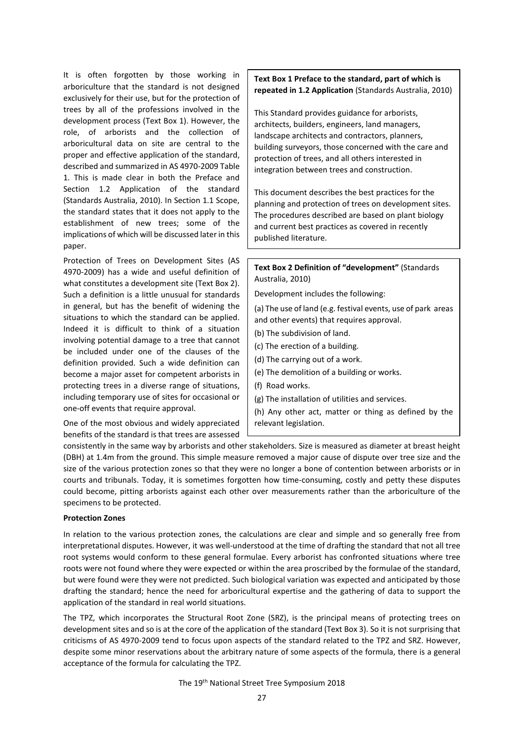It is often forgotten by those working in arboriculture that the standard is not designed exclusively for their use, but for the protection of trees by all of the professions involved in the development process (Text Box 1). However, the role, of arborists and the collection of arboricultural data on site are central to the proper and effective application of the standard, described and summarized in AS 4970-2009 Table 1. This is made clear in both the Preface and Section 1.2 Application of the standard (Standards Australia, 2010). In Section 1.1 Scope, the standard states that it does not apply to the establishment of new trees; some of the implications of which will be discussed later in this paper.

> **Text Box 1 Preface to the standard, part of which is repeated in 1.2 Application** (Standards Australia, 2010)
>
> This Standard provides guidance for arborists, architects, builders, engineers, land managers, landscape architects and contractors, planners, building surveyors, those concerned with the care and protection of trees, and all others interested in integration between trees and construction.
>
> This document describes the best practices for the planning and protection of trees on development sites. The procedures described are based on plant biology and current best practices as covered in recently published literature.

Protection of Trees on Development Sites (AS 4970-2009) has a wide and useful definition of what constitutes a development site (Text Box 2). Such a definition is a little unusual for standards in general, but has the benefit of widening the situations to which the standard can be applied. Indeed it is difficult to think of a situation involving potential damage to a tree that cannot be included under one of the clauses of the definition provided. Such a wide definition can become a major asset for competent arborists in protecting trees in a diverse range of situations, including temporary use of sites for occasional or one-off events that require approval.

> **Text Box 2 Definition of "development"** (Standards Australia, 2010)
>
> Development includes the following:
>
> (a) The use of land (e.g. festival events, use of park areas and other events) that requires approval.
>
> (b) The subdivision of land.
>
> (c) The erection of a building.
>
> (d) The carrying out of a work.
>
> (e) The demolition of a building or works.
>
> (f) Road works.
>
> (g) The installation of utilities and services.
>
> (h) Any other act, matter or thing as defined by the relevant legislation.

One of the most obvious and widely appreciated benefits of the standard is that trees are assessed consistently in the same way by arborists and other stakeholders. Size is measured as diameter at breast height (DBH) at 1.4m from the ground. This simple measure removed a major cause of dispute over tree size and the size of the various protection zones so that they were no longer a bone of contention between arborists or in courts and tribunals. Today, it is sometimes forgotten how time-consuming, costly and petty these disputes could become, pitting arborists against each other over measurements rather than the arboriculture of the specimens to be protected.

**Protection Zones**

In relation to the various protection zones, the calculations are clear and simple and so generally free from interpretational disputes. However, it was well-understood at the time of drafting the standard that not all tree root systems would conform to these general formulae. Every arborist has confronted situations where tree roots were not found where they were expected or within the area proscribed by the formulae of the standard, but were found were they were not predicted. Such biological variation was expected and anticipated by those drafting the standard; hence the need for arboricultural expertise and the gathering of data to support the application of the standard in real world situations.

The TPZ, which incorporates the Structural Root Zone (SRZ), is the principal means of protecting trees on development sites and so is at the core of the application of the standard (Text Box 3). So it is not surprising that criticisms of AS 4970-2009 tend to focus upon aspects of the standard related to the TPZ and SRZ. However, despite some minor reservations about the arbitrary nature of some aspects of the formula, there is a general acceptance of the formula for calculating the TPZ.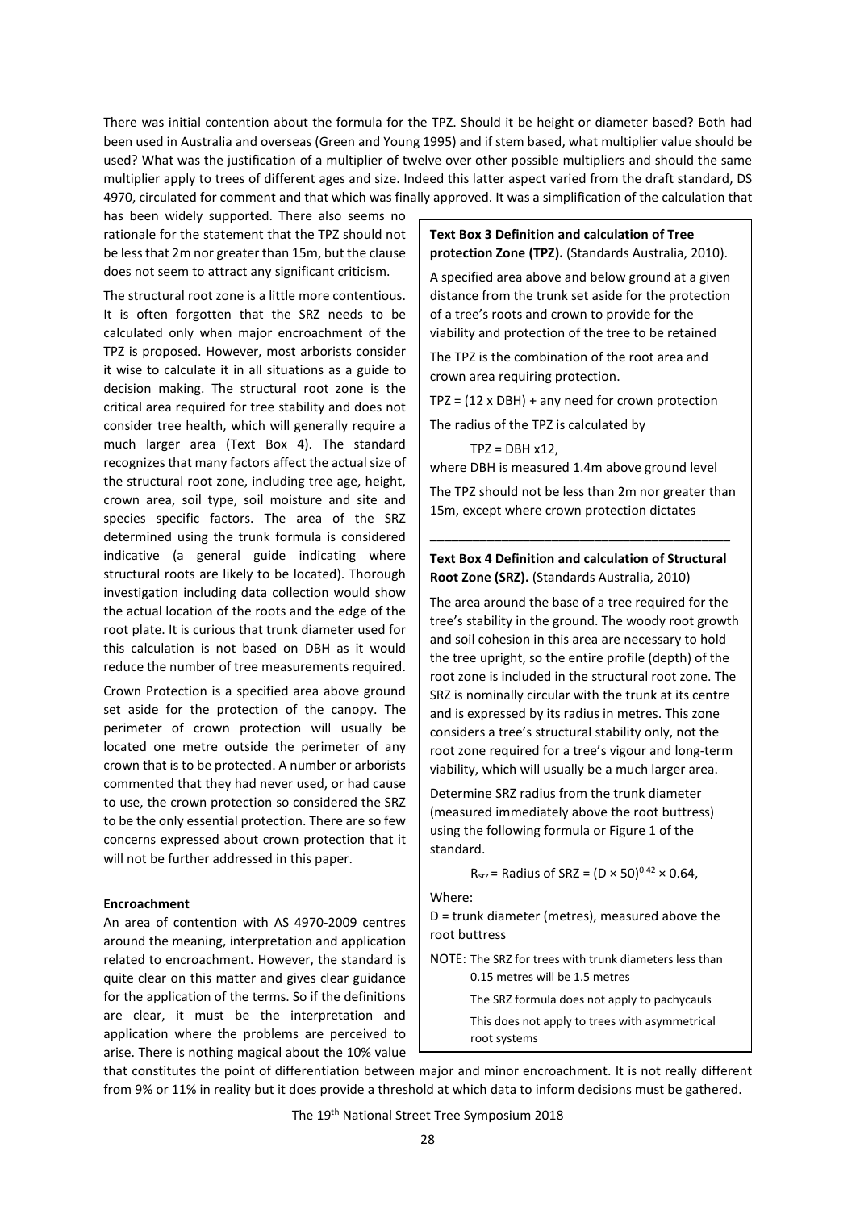There was initial contention about the formula for the TPZ. Should it be height or diameter based? Both had been used in Australia and overseas (Green and Young 1995) and if stem based, what multiplier value should be used? What was the justification of a multiplier of twelve over other possible multipliers and should the same multiplier apply to trees of different ages and size. Indeed this latter aspect varied from the draft standard, DS 4970, circulated for comment and that which was finally approved. It was a simplification of the calculation that has been widely supported. There also seems no rationale for the statement that the TPZ should not be less that 2m nor greater than 15m, but the clause does not seem to attract any significant criticism.

The structural root zone is a little more contentious. It is often forgotten that the SRZ needs to be calculated only when major encroachment of the TPZ is proposed. However, most arborists consider it wise to calculate it in all situations as a guide to decision making. The structural root zone is the critical area required for tree stability and does not consider tree health, which will generally require a much larger area (Text Box 4). The standard recognizes that many factors affect the actual size of the structural root zone, including tree age, height, crown area, soil type, soil moisture and site and species specific factors. The area of the SRZ determined using the trunk formula is considered indicative (a general guide indicating where structural roots are likely to be located). Thorough investigation including data collection would show the actual location of the roots and the edge of the root plate. It is curious that trunk diameter used for this calculation is not based on DBH as it would reduce the number of tree measurements required.

Crown Protection is a specified area above ground set aside for the protection of the canopy. The perimeter of crown protection will usually be located one metre outside the perimeter of any crown that is to be protected. A number or arborists commented that they had never used, or had cause to use, the crown protection so considered the SRZ to be the only essential protection. There are so few concerns expressed about crown protection that it will not be further addressed in this paper.

> **Text Box 3 Definition and calculation of Tree protection Zone (TPZ).** (Standards Australia, 2010).
>
> A specified area above and below ground at a given distance from the trunk set aside for the protection of a tree's roots and crown to provide for the viability and protection of the tree to be retained
>
> The TPZ is the combination of the root area and crown area requiring protection.
>
> TPZ = (12 x DBH) + any need for crown protection
>
> The radius of the TPZ is calculated by
>
> TPZ = DBH x12,
>
> where DBH is measured 1.4m above ground level
>
> The TPZ should not be less than 2m nor greater than 15m, except where crown protection dictates

> **Text Box 4 Definition and calculation of Structural Root Zone (SRZ).** (Standards Australia, 2010)
>
> The area around the base of a tree required for the tree's stability in the ground. The woody root growth and soil cohesion in this area are necessary to hold the tree upright, so the entire profile (depth) of the root zone is included in the structural root zone. The SRZ is nominally circular with the trunk at its centre and is expressed by its radius in metres. This zone considers a tree's structural stability only, not the root zone required for a tree's vigour and long-term viability, which will usually be a much larger area.
>
> Determine SRZ radius from the trunk diameter (measured immediately above the root buttress) using the following formula or Figure 1 of the standard.
>
> $R_{srz}$ = Radius of SRZ = $(D \times 50)^{0.42} \times 0.64$,
>
> Where:
>
> D = trunk diameter (metres), measured above the root buttress
>
> NOTE: The SRZ for trees with trunk diameters less than 0.15 metres will be 1.5 metres
>
> The SRZ formula does not apply to pachycauls
>
> This does not apply to trees with asymmetrical root systems

**Encroachment**

An area of contention with AS 4970-2009 centres around the meaning, interpretation and application related to encroachment. However, the standard is quite clear on this matter and gives clear guidance for the application of the terms. So if the definitions are clear, it must be the interpretation and application where the problems are perceived to arise. There is nothing magical about the 10% value that constitutes the point of differentiation between major and minor encroachment. It is not really different from 9% or 11% in reality but it does provide a threshold at which data to inform decisions must be gathered.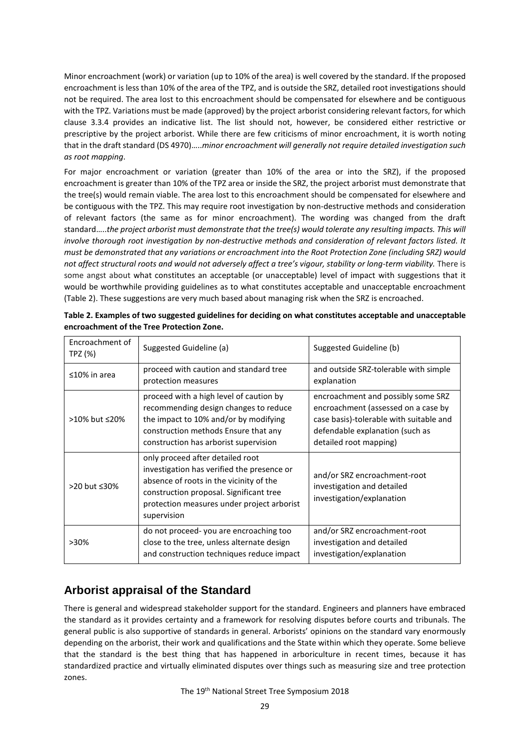Minor encroachment (work) or variation (up to 10% of the area) is well covered by the standard. If the proposed encroachment is less than 10% of the area of the TPZ, and is outside the SRZ, detailed root investigations should not be required. The area lost to this encroachment should be compensated for elsewhere and be contiguous with the TPZ. Variations must be made (approved) by the project arborist considering relevant factors, for which clause 3.3.4 provides an indicative list. The list should not, however, be considered either restrictive or prescriptive by the project arborist. While there are few criticisms of minor encroachment, it is worth noting that in the draft standard (DS 4970)…..*minor encroachment will generally not require detailed investigation such as root mapping*.

For major encroachment or variation (greater than 10% of the area or into the SRZ), if the proposed encroachment is greater than 10% of the TPZ area or inside the SRZ, the project arborist must demonstrate that the tree(s) would remain viable. The area lost to this encroachment should be compensated for elsewhere and be contiguous with the TPZ. This may require root investigation by non-destructive methods and consideration of relevant factors (the same as for minor encroachment). The wording was changed from the draft standard…..*the project arborist must demonstrate that the tree(s) would tolerate any resulting impacts. This will involve thorough root investigation by non-destructive methods and consideration of relevant factors listed. It must be demonstrated that any variations or encroachment into the Root Protection Zone (including SRZ) would not affect structural roots and would not adversely affect a tree's vigour, stability or long-term viability.* There is some angst about what constitutes an acceptable (or unacceptable) level of impact with suggestions that it would be worthwhile providing guidelines as to what constitutes acceptable and unacceptable encroachment (Table 2). These suggestions are very much based about managing risk when the SRZ is encroached.

**Table 2. Examples of two suggested guidelines for deciding on what constitutes acceptable and unacceptable encroachment of the Tree Protection Zone.**

| Encroachment of TPZ (%) | Suggested Guideline (a) | Suggested Guideline (b) |
|---|---|---|
| ≤10% in area | proceed with caution and standard tree protection measures | and outside SRZ-tolerable with simple explanation |
| >10% but ≤20% | proceed with a high level of caution by recommending design changes to reduce the impact to 10% and/or by modifying construction methods Ensure that any construction has arborist supervision | encroachment and possibly some SRZ encroachment (assessed on a case by case basis)-tolerable with suitable and defendable explanation (such as detailed root mapping) |
| >20 but ≤30% | only proceed after detailed root investigation has verified the presence or absence of roots in the vicinity of the construction proposal. Significant tree protection measures under project arborist supervision | and/or SRZ encroachment-root investigation and detailed investigation/explanation |
| >30% | do not proceed- you are encroaching too close to the tree, unless alternate design and construction techniques reduce impact | and/or SRZ encroachment-root investigation and detailed investigation/explanation |

## Arborist appraisal of the Standard

There is general and widespread stakeholder support for the standard. Engineers and planners have embraced the standard as it provides certainty and a framework for resolving disputes before courts and tribunals. The general public is also supportive of standards in general. Arborists' opinions on the standard vary enormously depending on the arborist, their work and qualifications and the State within which they operate. Some believe that the standard is the best thing that has happened in arboriculture in recent times, because it has standardized practice and virtually eliminated disputes over things such as measuring size and tree protection zones.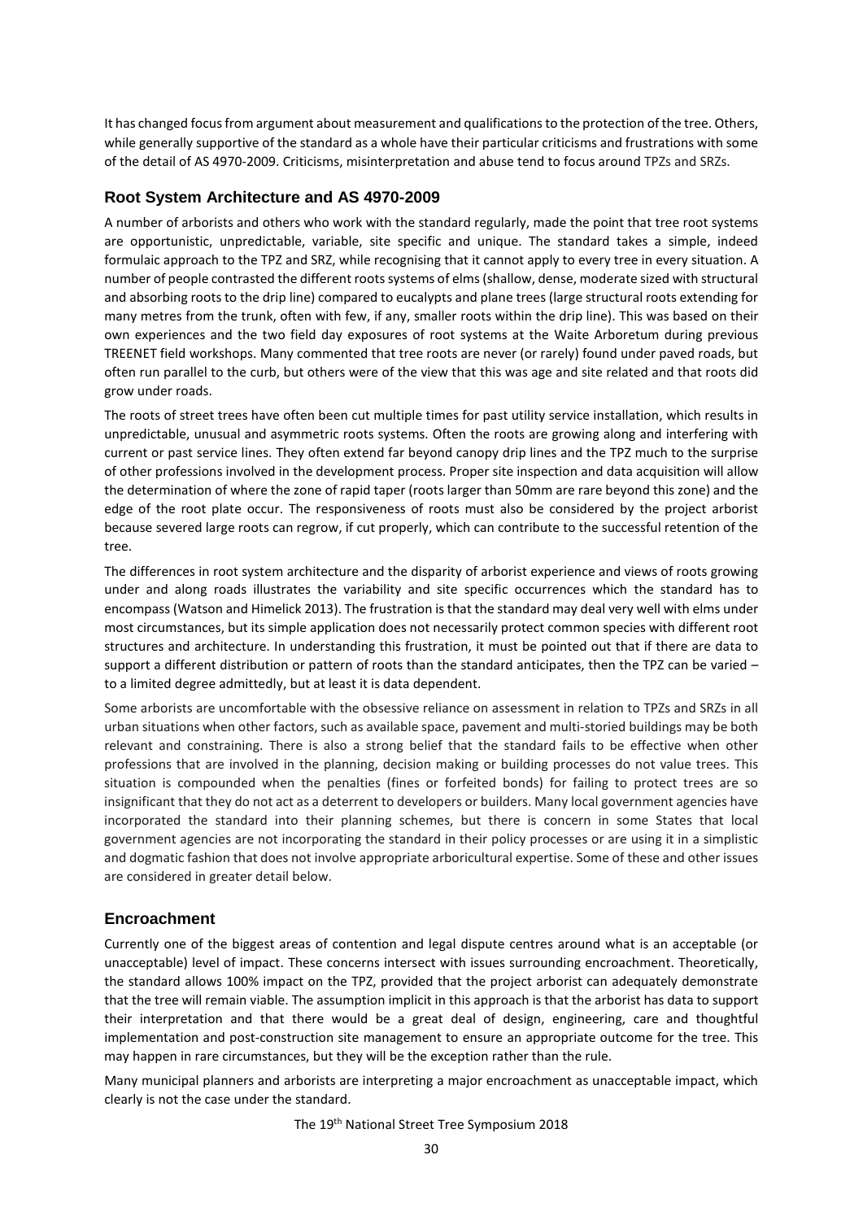It has changed focus from argument about measurement and qualifications to the protection of the tree. Others, while generally supportive of the standard as a whole have their particular criticisms and frustrations with some of the detail of AS 4970-2009. Criticisms, misinterpretation and abuse tend to focus around TPZs and SRZs.

## Root System Architecture and AS 4970-2009

A number of arborists and others who work with the standard regularly, made the point that tree root systems are opportunistic, unpredictable, variable, site specific and unique. The standard takes a simple, indeed formulaic approach to the TPZ and SRZ, while recognising that it cannot apply to every tree in every situation. A number of people contrasted the different roots systems of elms (shallow, dense, moderate sized with structural and absorbing roots to the drip line) compared to eucalypts and plane trees (large structural roots extending for many metres from the trunk, often with few, if any, smaller roots within the drip line). This was based on their own experiences and the two field day exposures of root systems at the Waite Arboretum during previous TREENET field workshops. Many commented that tree roots are never (or rarely) found under paved roads, but often run parallel to the curb, but others were of the view that this was age and site related and that roots did grow under roads.

The roots of street trees have often been cut multiple times for past utility service installation, which results in unpredictable, unusual and asymmetric roots systems. Often the roots are growing along and interfering with current or past service lines. They often extend far beyond canopy drip lines and the TPZ much to the surprise of other professions involved in the development process. Proper site inspection and data acquisition will allow the determination of where the zone of rapid taper (roots larger than 50mm are rare beyond this zone) and the edge of the root plate occur. The responsiveness of roots must also be considered by the project arborist because severed large roots can regrow, if cut properly, which can contribute to the successful retention of the tree.

The differences in root system architecture and the disparity of arborist experience and views of roots growing under and along roads illustrates the variability and site specific occurrences which the standard has to encompass (Watson and Himelick 2013). The frustration is that the standard may deal very well with elms under most circumstances, but its simple application does not necessarily protect common species with different root structures and architecture. In understanding this frustration, it must be pointed out that if there are data to support a different distribution or pattern of roots than the standard anticipates, then the TPZ can be varied – to a limited degree admittedly, but at least it is data dependent.

Some arborists are uncomfortable with the obsessive reliance on assessment in relation to TPZs and SRZs in all urban situations when other factors, such as available space, pavement and multi-storied buildings may be both relevant and constraining. There is also a strong belief that the standard fails to be effective when other professions that are involved in the planning, decision making or building processes do not value trees. This situation is compounded when the penalties (fines or forfeited bonds) for failing to protect trees are so insignificant that they do not act as a deterrent to developers or builders. Many local government agencies have incorporated the standard into their planning schemes, but there is concern in some States that local government agencies are not incorporating the standard in their policy processes or are using it in a simplistic and dogmatic fashion that does not involve appropriate arboricultural expertise. Some of these and other issues are considered in greater detail below.

## Encroachment

Currently one of the biggest areas of contention and legal dispute centres around what is an acceptable (or unacceptable) level of impact. These concerns intersect with issues surrounding encroachment. Theoretically, the standard allows 100% impact on the TPZ, provided that the project arborist can adequately demonstrate that the tree will remain viable. The assumption implicit in this approach is that the arborist has data to support their interpretation and that there would be a great deal of design, engineering, care and thoughtful implementation and post-construction site management to ensure an appropriate outcome for the tree. This may happen in rare circumstances, but they will be the exception rather than the rule.

Many municipal planners and arborists are interpreting a major encroachment as unacceptable impact, which clearly is not the case under the standard.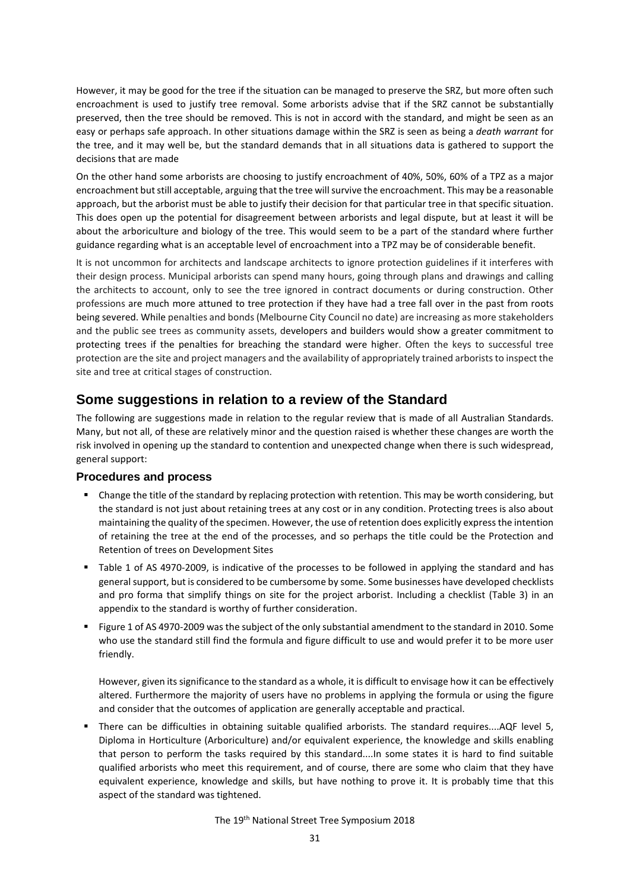However, it may be good for the tree if the situation can be managed to preserve the SRZ, but more often such encroachment is used to justify tree removal. Some arborists advise that if the SRZ cannot be substantially preserved, then the tree should be removed. This is not in accord with the standard, and might be seen as an easy or perhaps safe approach. In other situations damage within the SRZ is seen as being a *death warrant* for the tree, and it may well be, but the standard demands that in all situations data is gathered to support the decisions that are made

On the other hand some arborists are choosing to justify encroachment of 40%, 50%, 60% of a TPZ as a major encroachment but still acceptable, arguing that the tree will survive the encroachment. This may be a reasonable approach, but the arborist must be able to justify their decision for that particular tree in that specific situation. This does open up the potential for disagreement between arborists and legal dispute, but at least it will be about the arboriculture and biology of the tree. This would seem to be a part of the standard where further guidance regarding what is an acceptable level of encroachment into a TPZ may be of considerable benefit.

It is not uncommon for architects and landscape architects to ignore protection guidelines if it interferes with their design process. Municipal arborists can spend many hours, going through plans and drawings and calling the architects to account, only to see the tree ignored in contract documents or during construction. Other professions are much more attuned to tree protection if they have had a tree fall over in the past from roots being severed. While penalties and bonds (Melbourne City Council no date) are increasing as more stakeholders and the public see trees as community assets, developers and builders would show a greater commitment to protecting trees if the penalties for breaching the standard were higher. Often the keys to successful tree protection are the site and project managers and the availability of appropriately trained arborists to inspect the site and tree at critical stages of construction.

## Some suggestions in relation to a review of the Standard

The following are suggestions made in relation to the regular review that is made of all Australian Standards. Many, but not all, of these are relatively minor and the question raised is whether these changes are worth the risk involved in opening up the standard to contention and unexpected change when there is such widespread, general support:

### Procedures and process

- Change the title of the standard by replacing protection with retention. This may be worth considering, but the standard is not just about retaining trees at any cost or in any condition. Protecting trees is also about maintaining the quality of the specimen. However, the use of retention does explicitly express the intention of retaining the tree at the end of the processes, and so perhaps the title could be the Protection and Retention of trees on Development Sites
- Table 1 of AS 4970-2009, is indicative of the processes to be followed in applying the standard and has general support, but is considered to be cumbersome by some. Some businesses have developed checklists and pro forma that simplify things on site for the project arborist. Including a checklist (Table 3) in an appendix to the standard is worthy of further consideration.
- Figure 1 of AS 4970-2009 was the subject of the only substantial amendment to the standard in 2010. Some who use the standard still find the formula and figure difficult to use and would prefer it to be more user friendly.

  However, given its significance to the standard as a whole, it is difficult to envisage how it can be effectively altered. Furthermore the majority of users have no problems in applying the formula or using the figure and consider that the outcomes of application are generally acceptable and practical.
- There can be difficulties in obtaining suitable qualified arborists. The standard requires....AQF level 5, Diploma in Horticulture (Arboriculture) and/or equivalent experience, the knowledge and skills enabling that person to perform the tasks required by this standard....In some states it is hard to find suitable qualified arborists who meet this requirement, and of course, there are some who claim that they have equivalent experience, knowledge and skills, but have nothing to prove it. It is probably time that this aspect of the standard was tightened.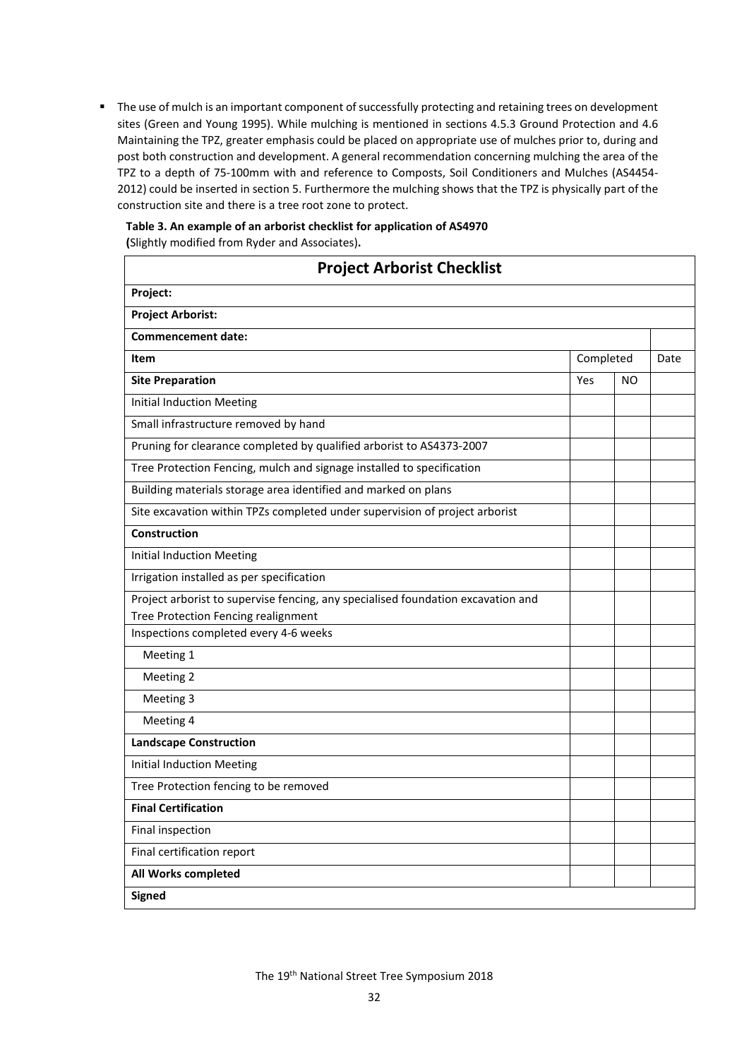- The use of mulch is an important component of successfully protecting and retaining trees on development sites (Green and Young 1995). While mulching is mentioned in sections 4.5.3 Ground Protection and 4.6 Maintaining the TPZ, greater emphasis could be placed on appropriate use of mulches prior to, during and post both construction and development. A general recommendation concerning mulching the area of the TPZ to a depth of 75-100mm with and reference to Composts, Soil Conditioners and Mulches (AS4454-2012) could be inserted in section 5. Furthermore the mulching shows that the TPZ is physically part of the construction site and there is a tree root zone to protect.

**Table 3. An example of an arborist checklist for application of AS4970**
**(**Slightly modified from Ryder and Associates)**.**

| **Project Arborist Checklist** | | | |
|---|---|---|---|
| **Project:** | | | |
| **Project Arborist:** | | | |
| **Commencement date:** | | | |
| **Item** | Completed | | Date |
| **Site Preparation** | Yes | NO | |
| Initial Induction Meeting | | | |
| Small infrastructure removed by hand | | | |
| Pruning for clearance completed by qualified arborist to AS4373-2007 | | | |
| Tree Protection Fencing, mulch and signage installed to specification | | | |
| Building materials storage area identified and marked on plans | | | |
| Site excavation within TPZs completed under supervision of project arborist | | | |
| **Construction** | | | |
| Initial Induction Meeting | | | |
| Irrigation installed as per specification | | | |
| Project arborist to supervise fencing, any specialised foundation excavation and Tree Protection Fencing realignment | | | |
| Inspections completed every 4-6 weeks | | | |
| Meeting 1 | | | |
| Meeting 2 | | | |
| Meeting 3 | | | |
| Meeting 4 | | | |
| **Landscape Construction** | | | |
| Initial Induction Meeting | | | |
| Tree Protection fencing to be removed | | | |
| **Final Certification** | | | |
| Final inspection | | | |
| Final certification report | | | |
| **All Works completed** | | | |
| **Signed** | | | |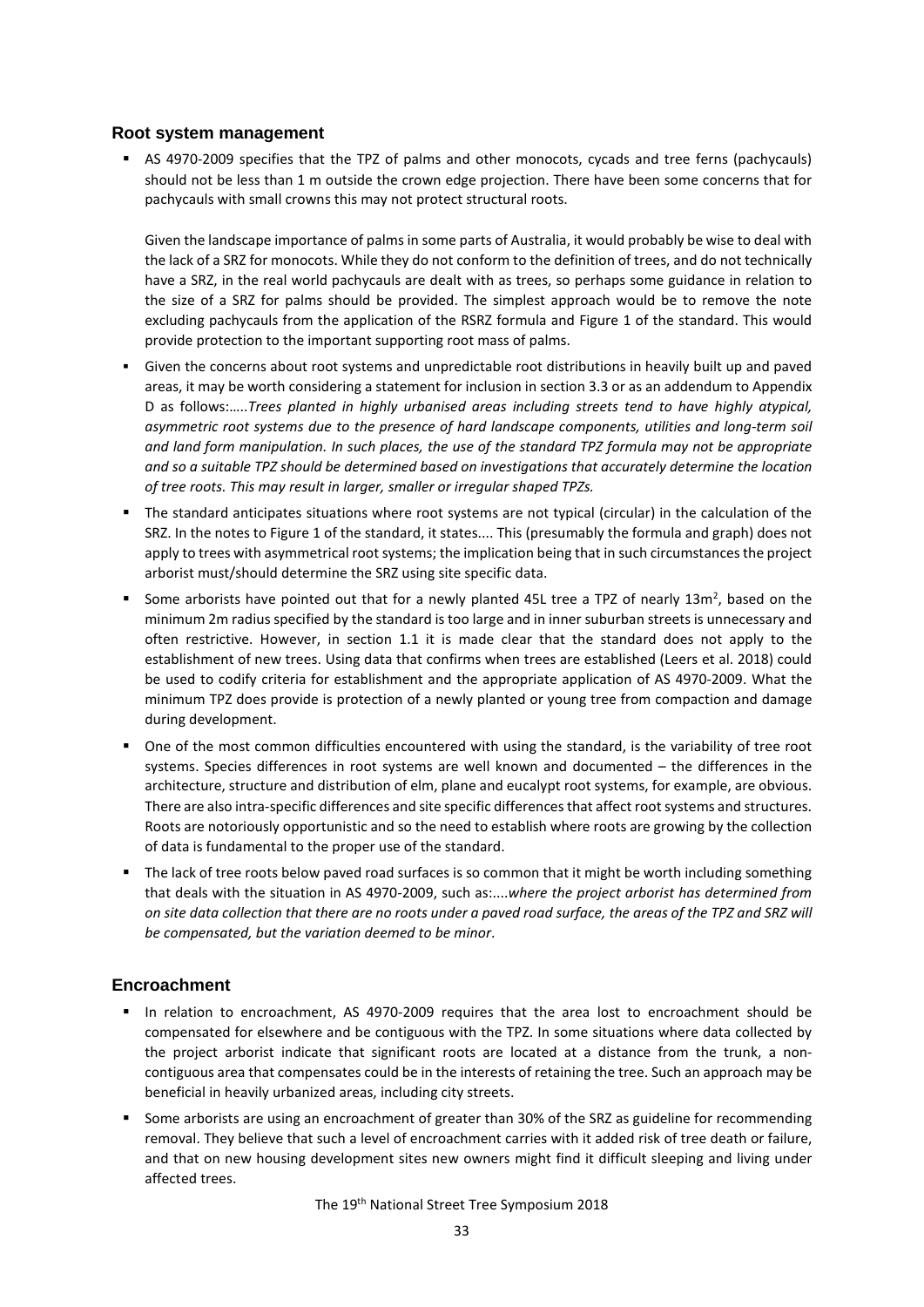## Root system management

- AS 4970-2009 specifies that the TPZ of palms and other monocots, cycads and tree ferns (pachycauls) should not be less than 1 m outside the crown edge projection. There have been some concerns that for pachycauls with small crowns this may not protect structural roots.

  Given the landscape importance of palms in some parts of Australia, it would probably be wise to deal with the lack of a SRZ for monocots. While they do not conform to the definition of trees, and do not technically have a SRZ, in the real world pachycauls are dealt with as trees, so perhaps some guidance in relation to the size of a SRZ for palms should be provided. The simplest approach would be to remove the note excluding pachycauls from the application of the RSRZ formula and Figure 1 of the standard. This would provide protection to the important supporting root mass of palms.

- Given the concerns about root systems and unpredictable root distributions in heavily built up and paved areas, it may be worth considering a statement for inclusion in section 3.3 or as an addendum to Appendix D as follows:…..*Trees planted in highly urbanised areas including streets tend to have highly atypical, asymmetric root systems due to the presence of hard landscape components, utilities and long-term soil and land form manipulation. In such places, the use of the standard TPZ formula may not be appropriate and so a suitable TPZ should be determined based on investigations that accurately determine the location of tree roots. This may result in larger, smaller or irregular shaped TPZs.*

- The standard anticipates situations where root systems are not typical (circular) in the calculation of the SRZ. In the notes to Figure 1 of the standard, it states.... This (presumably the formula and graph) does not apply to trees with asymmetrical root systems; the implication being that in such circumstances the project arborist must/should determine the SRZ using site specific data.

- Some arborists have pointed out that for a newly planted 45L tree a TPZ of nearly 13m$^2$, based on the minimum 2m radius specified by the standard is too large and in inner suburban streets is unnecessary and often restrictive. However, in section 1.1 it is made clear that the standard does not apply to the establishment of new trees. Using data that confirms when trees are established (Leers et al. 2018) could be used to codify criteria for establishment and the appropriate application of AS 4970-2009. What the minimum TPZ does provide is protection of a newly planted or young tree from compaction and damage during development.

- One of the most common difficulties encountered with using the standard, is the variability of tree root systems. Species differences in root systems are well known and documented – the differences in the architecture, structure and distribution of elm, plane and eucalypt root systems, for example, are obvious. There are also intra-specific differences and site specific differences that affect root systems and structures. Roots are notoriously opportunistic and so the need to establish where roots are growing by the collection of data is fundamental to the proper use of the standard.

- The lack of tree roots below paved road surfaces is so common that it might be worth including something that deals with the situation in AS 4970-2009, such as:....*where the project arborist has determined from on site data collection that there are no roots under a paved road surface, the areas of the TPZ and SRZ will be compensated, but the variation deemed to be minor*.

## Encroachment

- In relation to encroachment, AS 4970-2009 requires that the area lost to encroachment should be compensated for elsewhere and be contiguous with the TPZ. In some situations where data collected by the project arborist indicate that significant roots are located at a distance from the trunk, a non-contiguous area that compensates could be in the interests of retaining the tree. Such an approach may be beneficial in heavily urbanized areas, including city streets.

- Some arborists are using an encroachment of greater than 30% of the SRZ as guideline for recommending removal. They believe that such a level of encroachment carries with it added risk of tree death or failure, and that on new housing development sites new owners might find it difficult sleeping and living under affected trees.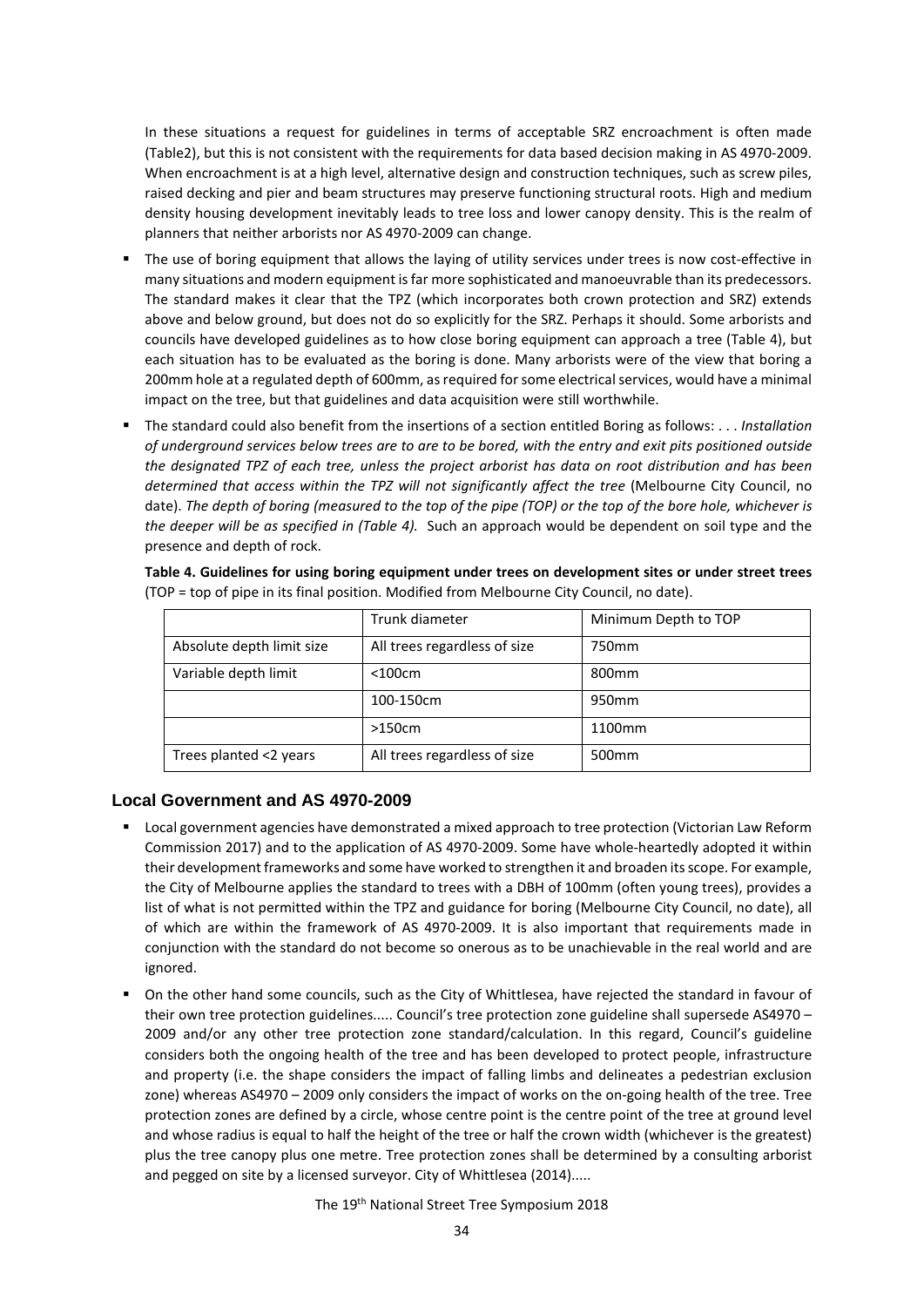In these situations a request for guidelines in terms of acceptable SRZ encroachment is often made (Table2), but this is not consistent with the requirements for data based decision making in AS 4970-2009. When encroachment is at a high level, alternative design and construction techniques, such as screw piles, raised decking and pier and beam structures may preserve functioning structural roots. High and medium density housing development inevitably leads to tree loss and lower canopy density. This is the realm of planners that neither arborists nor AS 4970-2009 can change.

- The use of boring equipment that allows the laying of utility services under trees is now cost-effective in many situations and modern equipment is far more sophisticated and manoeuvrable than its predecessors. The standard makes it clear that the TPZ (which incorporates both crown protection and SRZ) extends above and below ground, but does not do so explicitly for the SRZ. Perhaps it should. Some arborists and councils have developed guidelines as to how close boring equipment can approach a tree (Table 4), but each situation has to be evaluated as the boring is done. Many arborists were of the view that boring a 200mm hole at a regulated depth of 600mm, as required for some electrical services, would have a minimal impact on the tree, but that guidelines and data acquisition were still worthwhile.
- The standard could also benefit from the insertions of a section entitled Boring as follows: . . . *Installation of underground services below trees are to are to be bored, with the entry and exit pits positioned outside the designated TPZ of each tree, unless the project arborist has data on root distribution and has been determined that access within the TPZ will not significantly affect the tree* (Melbourne City Council, no date). *The depth of boring (measured to the top of the pipe (TOP) or the top of the bore hole, whichever is the deeper will be as specified in (Table 4).* Such an approach would be dependent on soil type and the presence and depth of rock.

**Table 4. Guidelines for using boring equipment under trees on development sites or under street trees** (TOP = top of pipe in its final position. Modified from Melbourne City Council, no date).

| | Trunk diameter | Minimum Depth to TOP |
|---|---|---|
| Absolute depth limit size | All trees regardless of size | 750mm |
| Variable depth limit | <100cm | 800mm |
| | 100-150cm | 950mm |
| | >150cm | 1100mm |
| Trees planted <2 years | All trees regardless of size | 500mm |

## Local Government and AS 4970-2009

- Local government agencies have demonstrated a mixed approach to tree protection (Victorian Law Reform Commission 2017) and to the application of AS 4970-2009. Some have whole-heartedly adopted it within their development frameworks and some have worked to strengthen it and broaden its scope. For example, the City of Melbourne applies the standard to trees with a DBH of 100mm (often young trees), provides a list of what is not permitted within the TPZ and guidance for boring (Melbourne City Council, no date), all of which are within the framework of AS 4970-2009. It is also important that requirements made in conjunction with the standard do not become so onerous as to be unachievable in the real world and are ignored.
- On the other hand some councils, such as the City of Whittlesea, have rejected the standard in favour of their own tree protection guidelines..... Council's tree protection zone guideline shall supersede AS4970 – 2009 and/or any other tree protection zone standard/calculation. In this regard, Council's guideline considers both the ongoing health of the tree and has been developed to protect people, infrastructure and property (i.e. the shape considers the impact of falling limbs and delineates a pedestrian exclusion zone) whereas AS4970 – 2009 only considers the impact of works on the on-going health of the tree. Tree protection zones are defined by a circle, whose centre point is the centre point of the tree at ground level and whose radius is equal to half the height of the tree or half the crown width (whichever is the greatest) plus the tree canopy plus one metre. Tree protection zones shall be determined by a consulting arborist and pegged on site by a licensed surveyor. City of Whittlesea (2014).....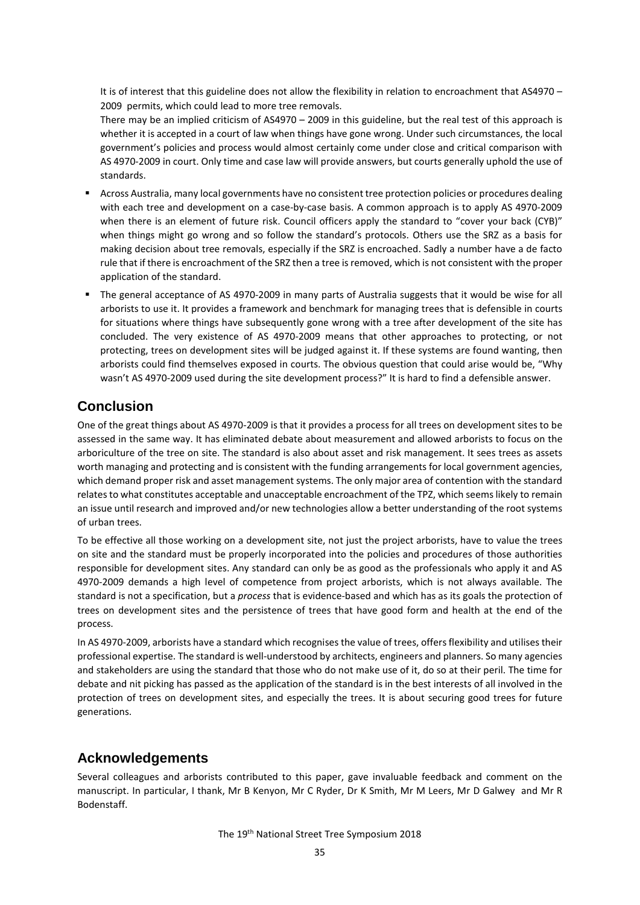It is of interest that this guideline does not allow the flexibility in relation to encroachment that AS4970 – 2009 permits, which could lead to more tree removals.

There may be an implied criticism of AS4970 – 2009 in this guideline, but the real test of this approach is whether it is accepted in a court of law when things have gone wrong. Under such circumstances, the local government's policies and process would almost certainly come under close and critical comparison with AS 4970-2009 in court. Only time and case law will provide answers, but courts generally uphold the use of standards.

- Across Australia, many local governments have no consistent tree protection policies or procedures dealing with each tree and development on a case-by-case basis. A common approach is to apply AS 4970-2009 when there is an element of future risk. Council officers apply the standard to "cover your back (CYB)" when things might go wrong and so follow the standard's protocols. Others use the SRZ as a basis for making decision about tree removals, especially if the SRZ is encroached. Sadly a number have a de facto rule that if there is encroachment of the SRZ then a tree is removed, which is not consistent with the proper application of the standard.
- The general acceptance of AS 4970-2009 in many parts of Australia suggests that it would be wise for all arborists to use it. It provides a framework and benchmark for managing trees that is defensible in courts for situations where things have subsequently gone wrong with a tree after development of the site has concluded. The very existence of AS 4970-2009 means that other approaches to protecting, or not protecting, trees on development sites will be judged against it. If these systems are found wanting, then arborists could find themselves exposed in courts. The obvious question that could arise would be, "Why wasn't AS 4970-2009 used during the site development process?" It is hard to find a defensible answer.

## Conclusion

One of the great things about AS 4970-2009 is that it provides a process for all trees on development sites to be assessed in the same way. It has eliminated debate about measurement and allowed arborists to focus on the arboriculture of the tree on site. The standard is also about asset and risk management. It sees trees as assets worth managing and protecting and is consistent with the funding arrangements for local government agencies, which demand proper risk and asset management systems. The only major area of contention with the standard relates to what constitutes acceptable and unacceptable encroachment of the TPZ, which seems likely to remain an issue until research and improved and/or new technologies allow a better understanding of the root systems of urban trees.

To be effective all those working on a development site, not just the project arborists, have to value the trees on site and the standard must be properly incorporated into the policies and procedures of those authorities responsible for development sites. Any standard can only be as good as the professionals who apply it and AS 4970-2009 demands a high level of competence from project arborists, which is not always available. The standard is not a specification, but a *process* that is evidence-based and which has as its goals the protection of trees on development sites and the persistence of trees that have good form and health at the end of the process.

In AS 4970-2009, arborists have a standard which recognises the value of trees, offers flexibility and utilises their professional expertise. The standard is well-understood by architects, engineers and planners. So many agencies and stakeholders are using the standard that those who do not make use of it, do so at their peril. The time for debate and nit picking has passed as the application of the standard is in the best interests of all involved in the protection of trees on development sites, and especially the trees. It is about securing good trees for future generations.

## Acknowledgements

Several colleagues and arborists contributed to this paper, gave invaluable feedback and comment on the manuscript. In particular, I thank, Mr B Kenyon, Mr C Ryder, Dr K Smith, Mr M Leers, Mr D Galwey and Mr R Bodenstaff.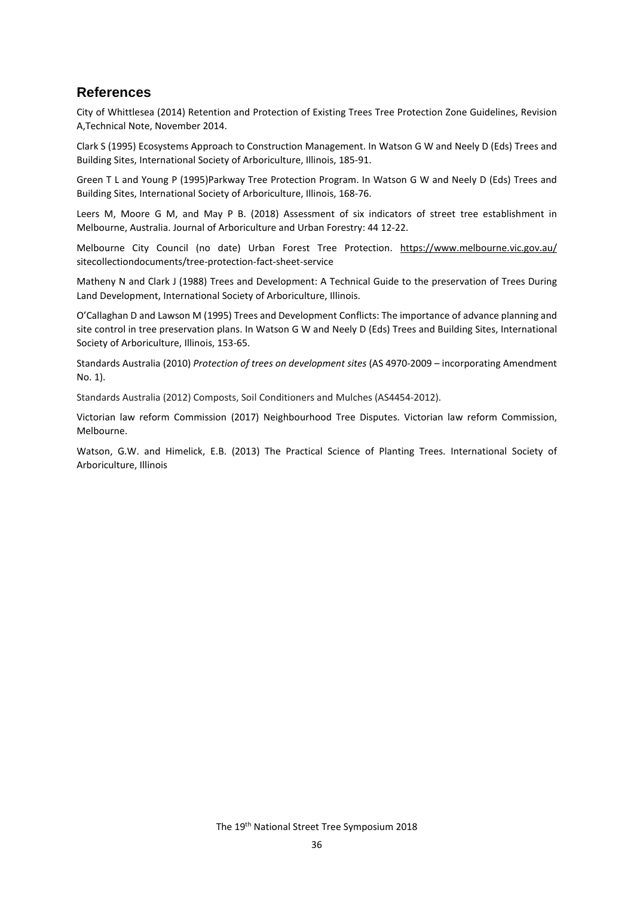## References

City of Whittlesea (2014) Retention and Protection of Existing Trees Tree Protection Zone Guidelines, Revision A,Technical Note, November 2014.

Clark S (1995) Ecosystems Approach to Construction Management. In Watson G W and Neely D (Eds) Trees and Building Sites, International Society of Arboriculture, Illinois, 185-91.

Green T L and Young P (1995)Parkway Tree Protection Program. In Watson G W and Neely D (Eds) Trees and Building Sites, International Society of Arboriculture, Illinois, 168-76.

Leers M, Moore G M, and May P B. (2018) Assessment of six indicators of street tree establishment in Melbourne, Australia. Journal of Arboriculture and Urban Forestry: 44 12-22.

Melbourne City Council (no date) Urban Forest Tree Protection. https://www.melbourne.vic.gov.au/ sitecollectiondocuments/tree-protection-fact-sheet-service

Matheny N and Clark J (1988) Trees and Development: A Technical Guide to the preservation of Trees During Land Development, International Society of Arboriculture, Illinois.

O'Callaghan D and Lawson M (1995) Trees and Development Conflicts: The importance of advance planning and site control in tree preservation plans. In Watson G W and Neely D (Eds) Trees and Building Sites, International Society of Arboriculture, Illinois, 153-65.

Standards Australia (2010) *Protection of trees on development sites* (AS 4970-2009 – incorporating Amendment No. 1).

Standards Australia (2012) Composts, Soil Conditioners and Mulches (AS4454-2012).

Victorian law reform Commission (2017) Neighbourhood Tree Disputes. Victorian law reform Commission, Melbourne.

Watson, G.W. and Himelick, E.B. (2013) The Practical Science of Planting Trees. International Society of Arboriculture, Illinois